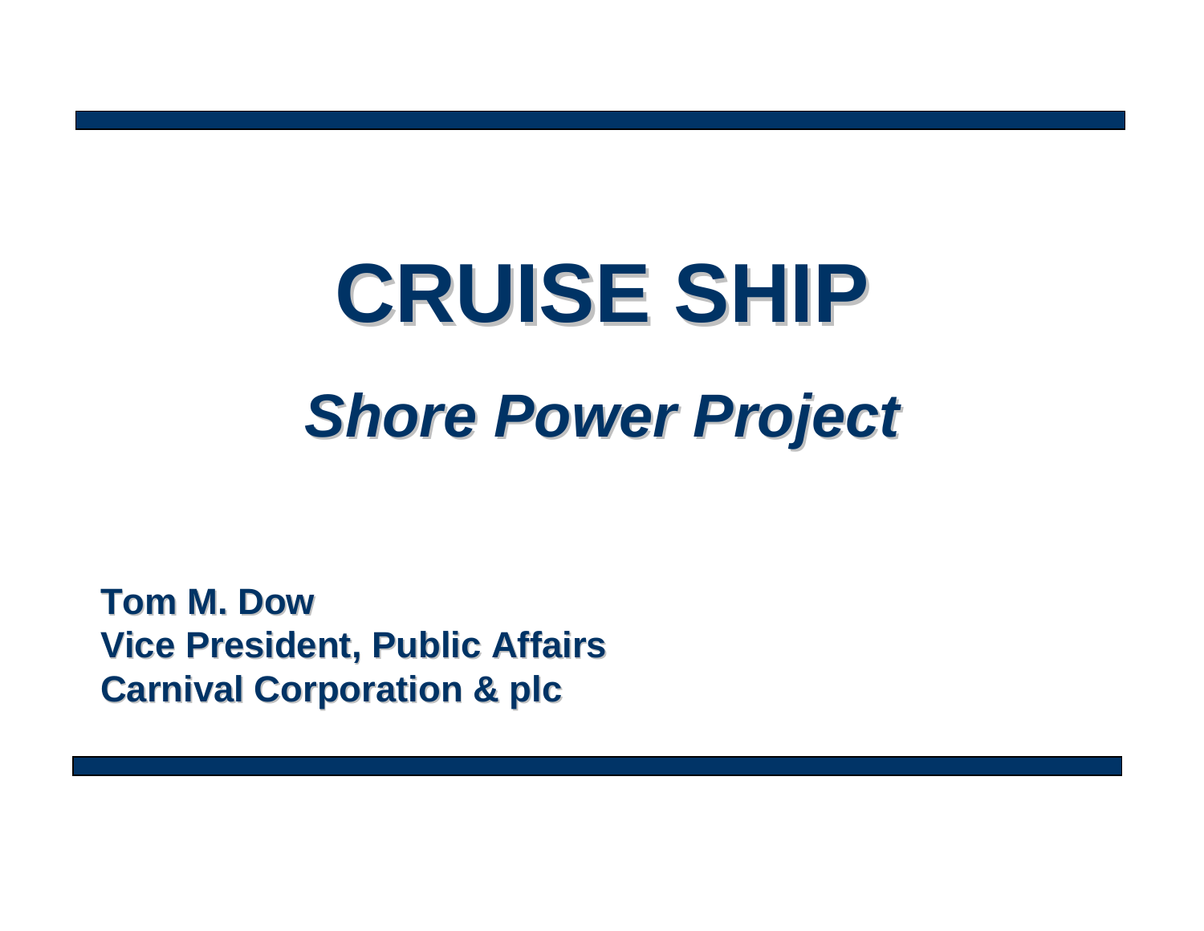# CRUISE SHIP

## *Shore Power Project*

**Tom M. Dow**
**Vice President, Public Affairs**
**Carnival Corporation & plc**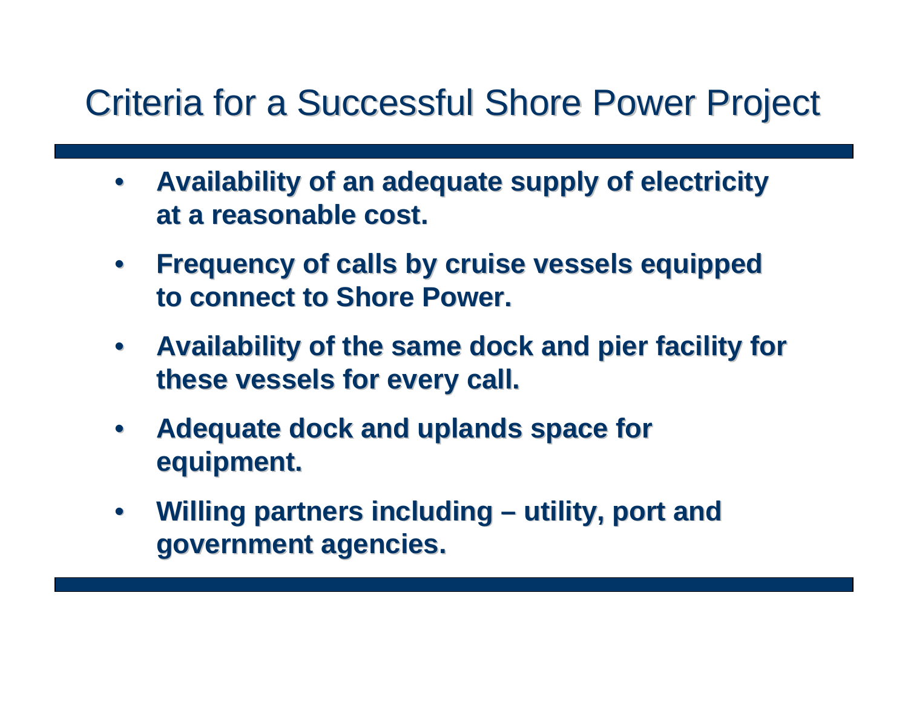# Criteria for a Successful Shore Power Project

- **Availability of an adequate supply of electricity at a reasonable cost.**
- **Frequency of calls by cruise vessels equipped to connect to Shore Power.**
- **Availability of the same dock and pier facility for these vessels for every call.**
- **Adequate dock and uplands space for equipment.**
- **Willing partners including – utility, port and government agencies.**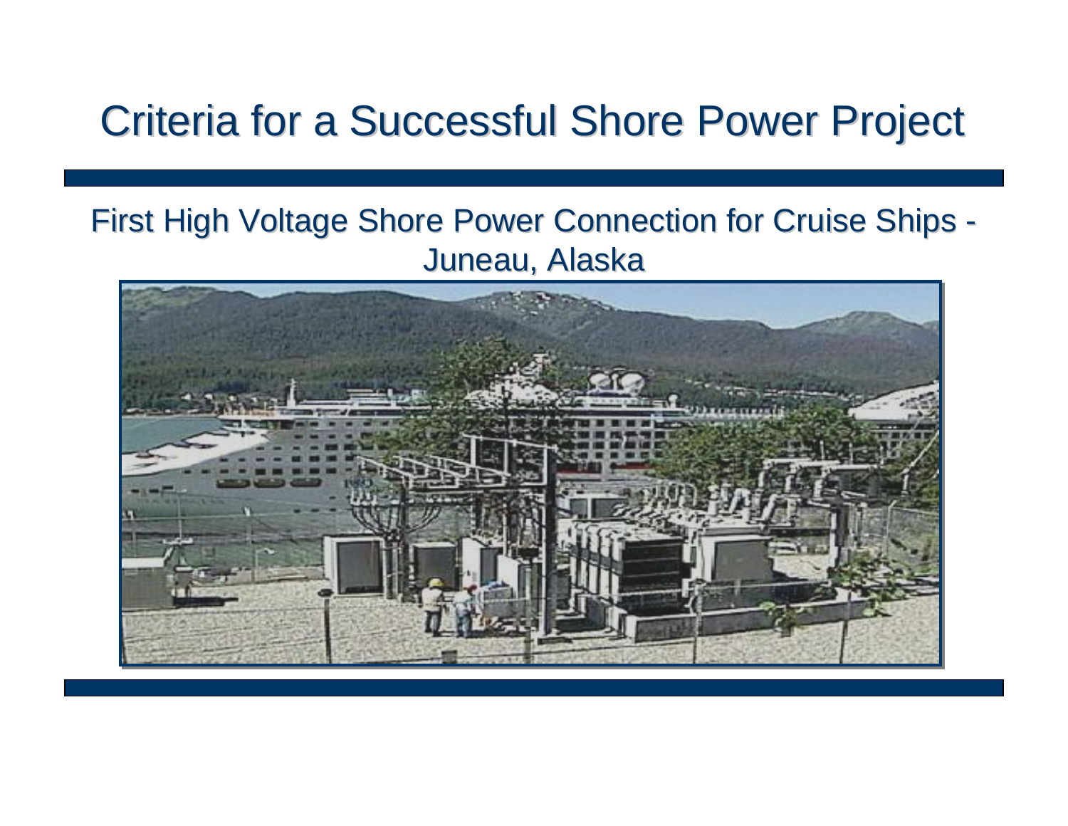# Criteria for a Successful Shore Power Project

First High Voltage Shore Power Connection for Cruise Ships - Juneau, Alaska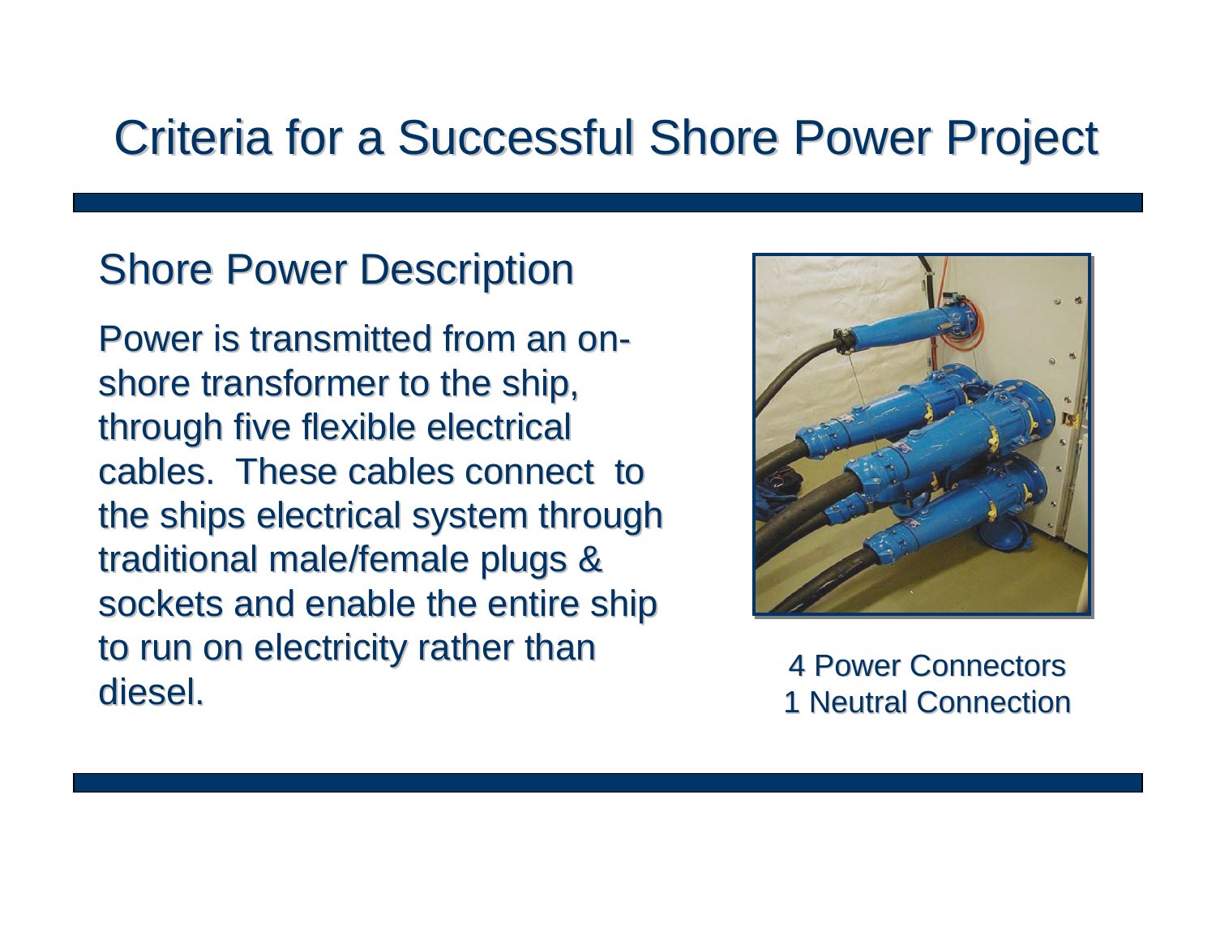# Criteria for a Successful Shore Power Project

## Shore Power Description

Power is transmitted from an on-shore transformer to the ship, through five flexible electrical cables. These cables connect to the ships electrical system through traditional male/female plugs & sockets and enable the entire ship to run on electricity rather than diesel.

4 Power Connectors
1 Neutral Connection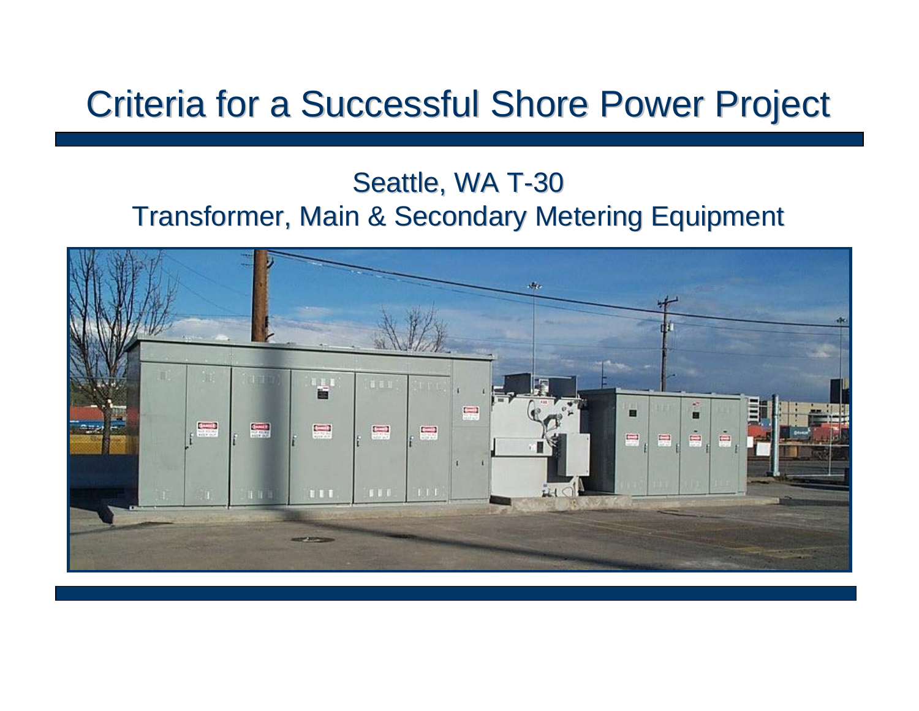# Criteria for a Successful Shore Power Project

## Seattle, WA T-30
## Transformer, Main & Secondary Metering Equipment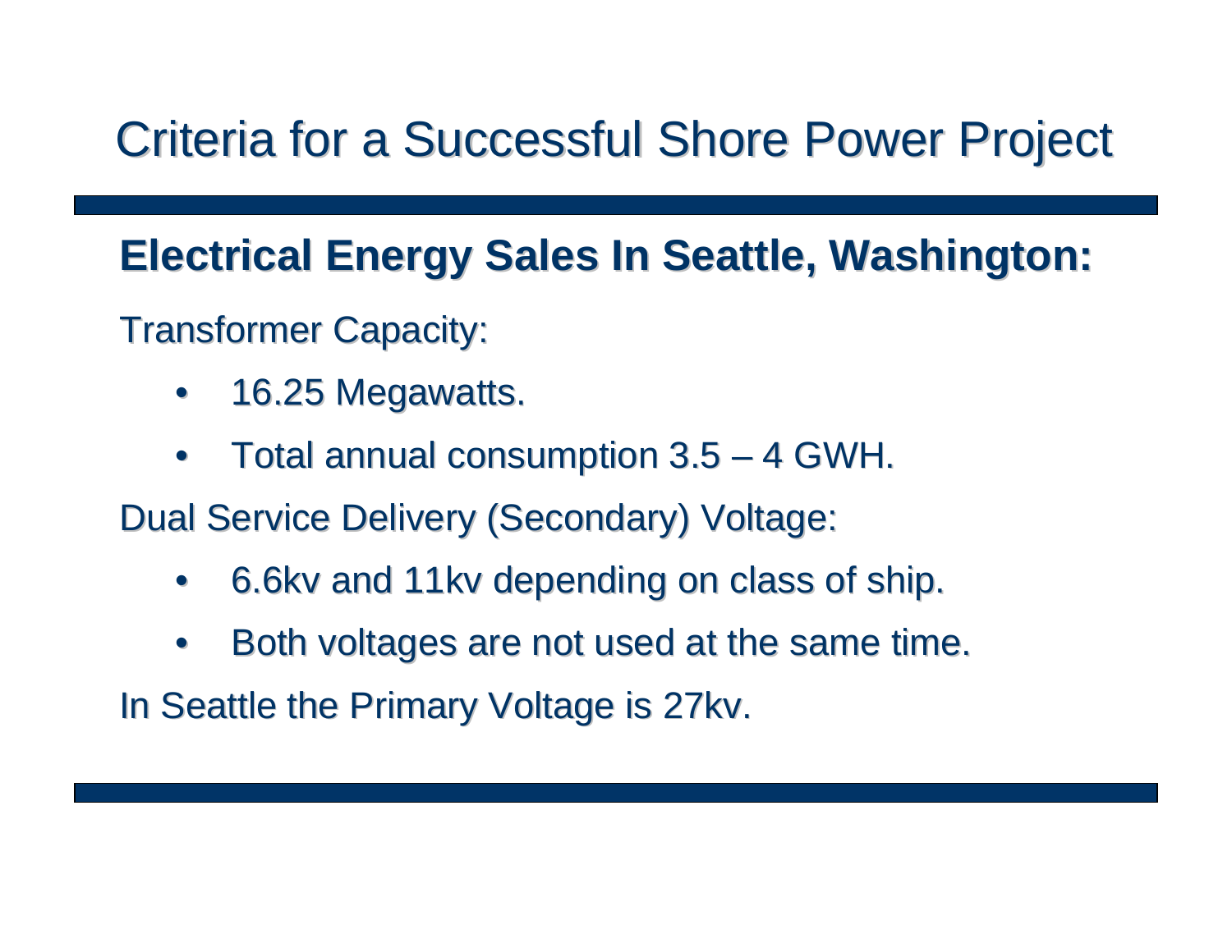# Criteria for a Successful Shore Power Project

## Electrical Energy Sales In Seattle, Washington:

Transformer Capacity:

- 16.25 Megawatts.
- Total annual consumption 3.5 – 4 GWH.

Dual Service Delivery (Secondary) Voltage:

- 6.6kv and 11kv depending on class of ship.
- Both voltages are not used at the same time.

In Seattle the Primary Voltage is 27kv.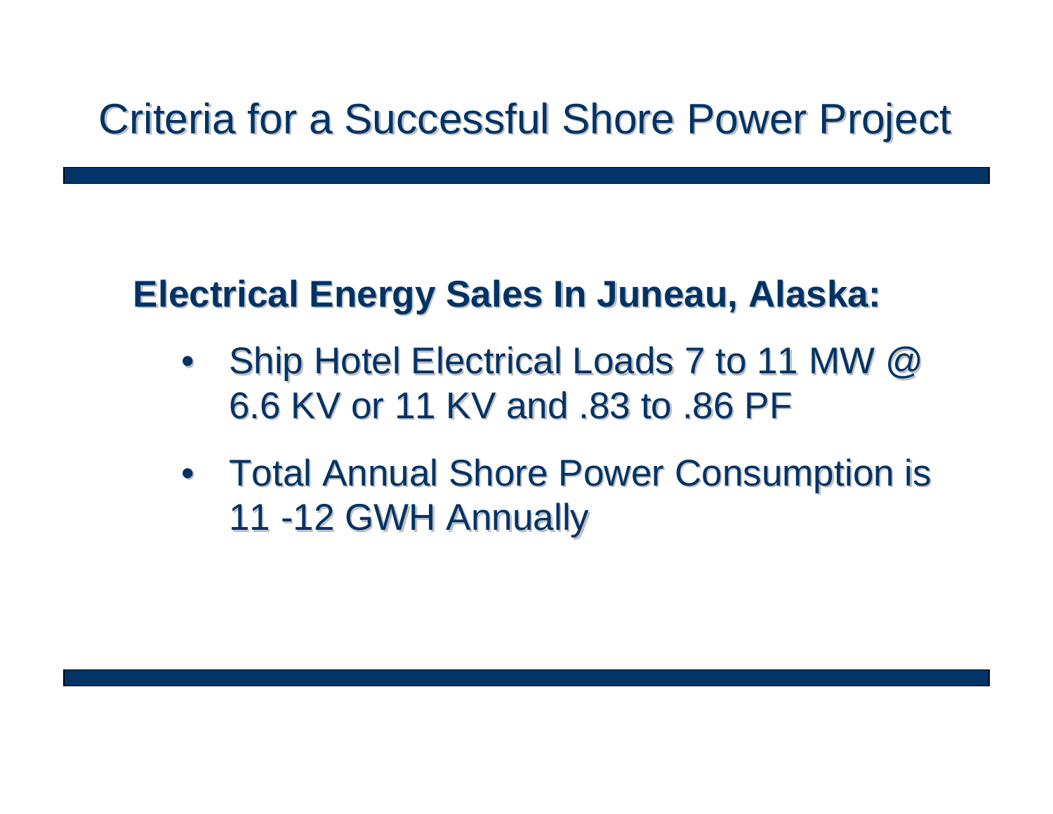# Criteria for a Successful Shore Power Project

**Electrical Energy Sales In Juneau, Alaska:**

- Ship Hotel Electrical Loads 7 to 11 MW @ 6.6 KV or 11 KV and .83 to .86 PF
- Total Annual Shore Power Consumption is 11 -12 GWH Annually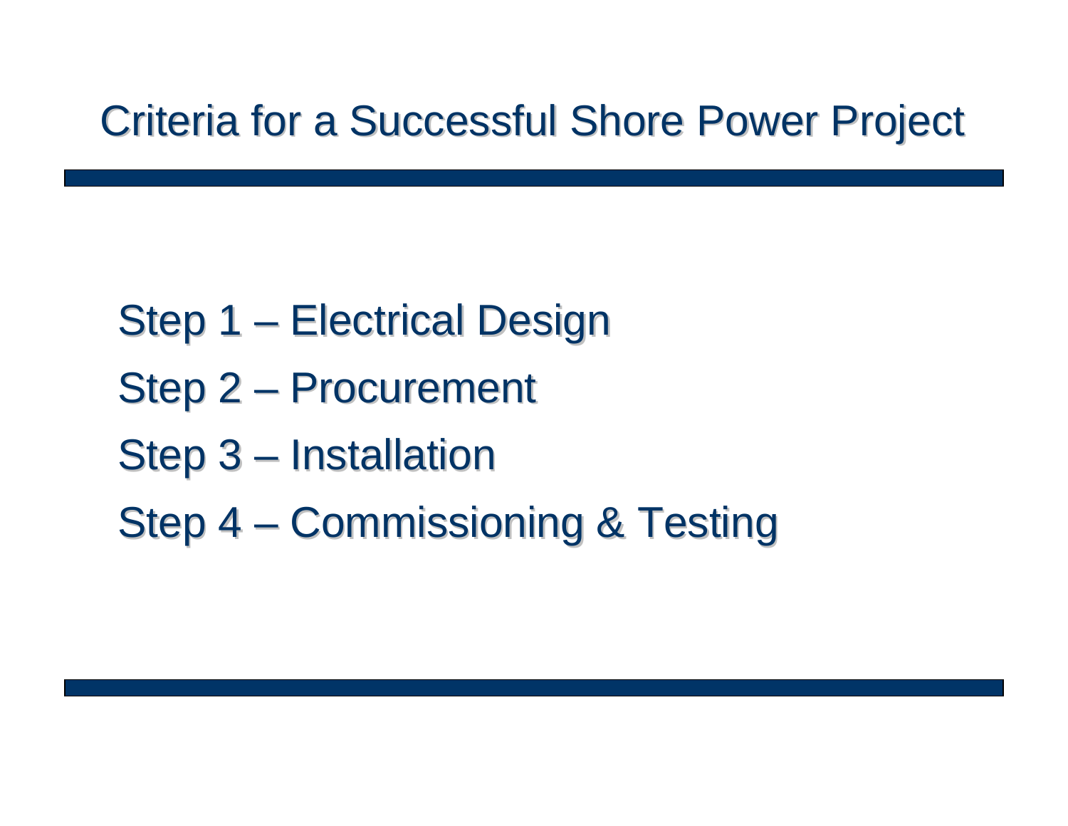# Criteria for a Successful Shore Power Project

Step 1 – Electrical Design

Step 2 – Procurement

Step 3 – Installation

Step 4 – Commissioning & Testing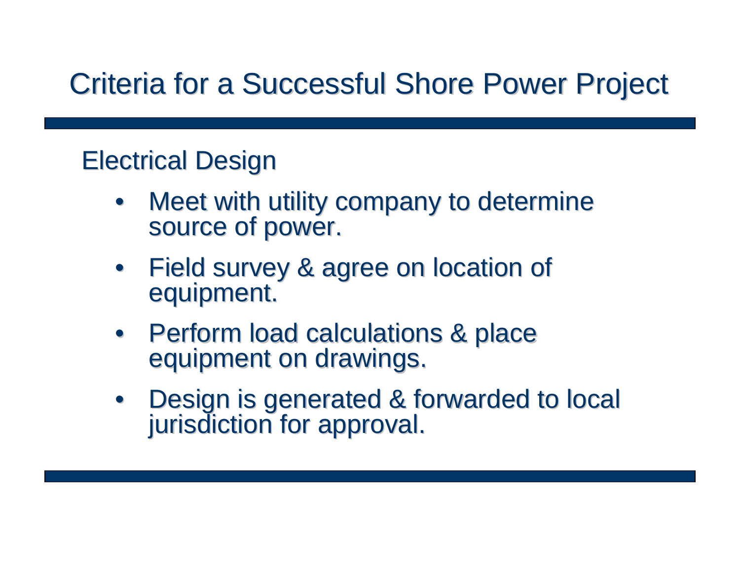# Criteria for a Successful Shore Power Project

## Electrical Design

- Meet with utility company to determine source of power.
- Field survey & agree on location of equipment.
- Perform load calculations & place equipment on drawings.
- Design is generated & forwarded to local jurisdiction for approval.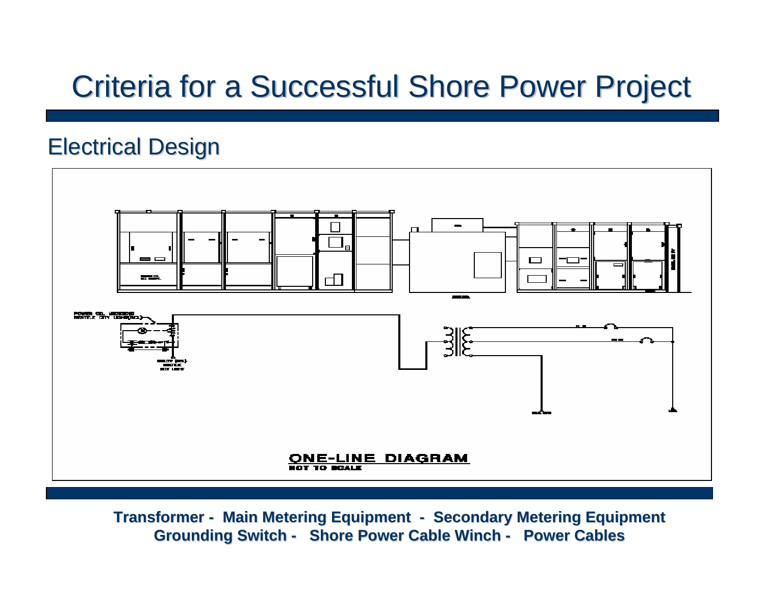# Criteria for a Successful Shore Power Project

## Electrical Design

ONE-LINE DIAGRAM

NOT TO SCALE

**Transformer - Main Metering Equipment - Secondary Metering Equipment**
**Grounding Switch - Shore Power Cable Winch - Power Cables**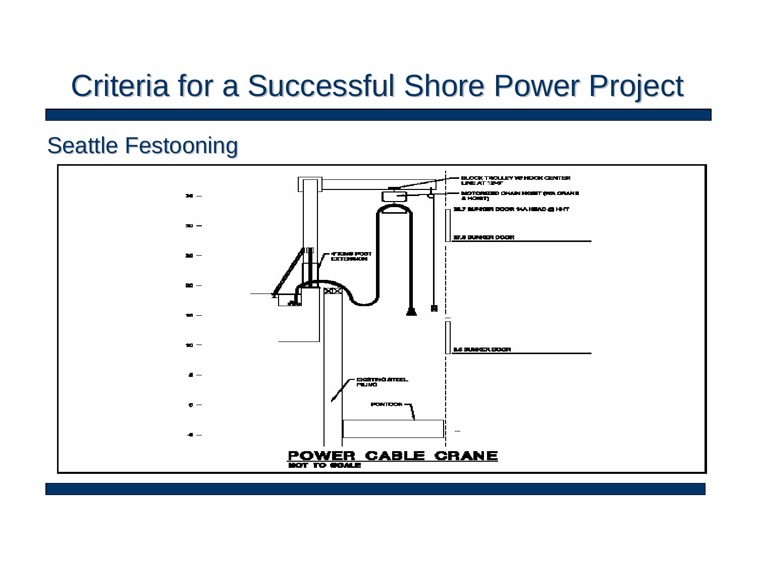# Criteria for a Successful Shore Power Project

## Seattle Festooning

BLOCK TROLLEY W/ HOOK CENTER LINE AT 12'-0"

MOTORIZED CHAIN HOIST (W/A CRANE & HOIST)

35.7 BUNKER DOOR 1-A HEAD @ HHT

27.5 BUNKER DOOR

4" KING POST EXTENSION

8.5 BUNKER DOOR

EXISTING STEEL PILING

PONTOON

POWER CABLE CRANE

NOT TO SCALE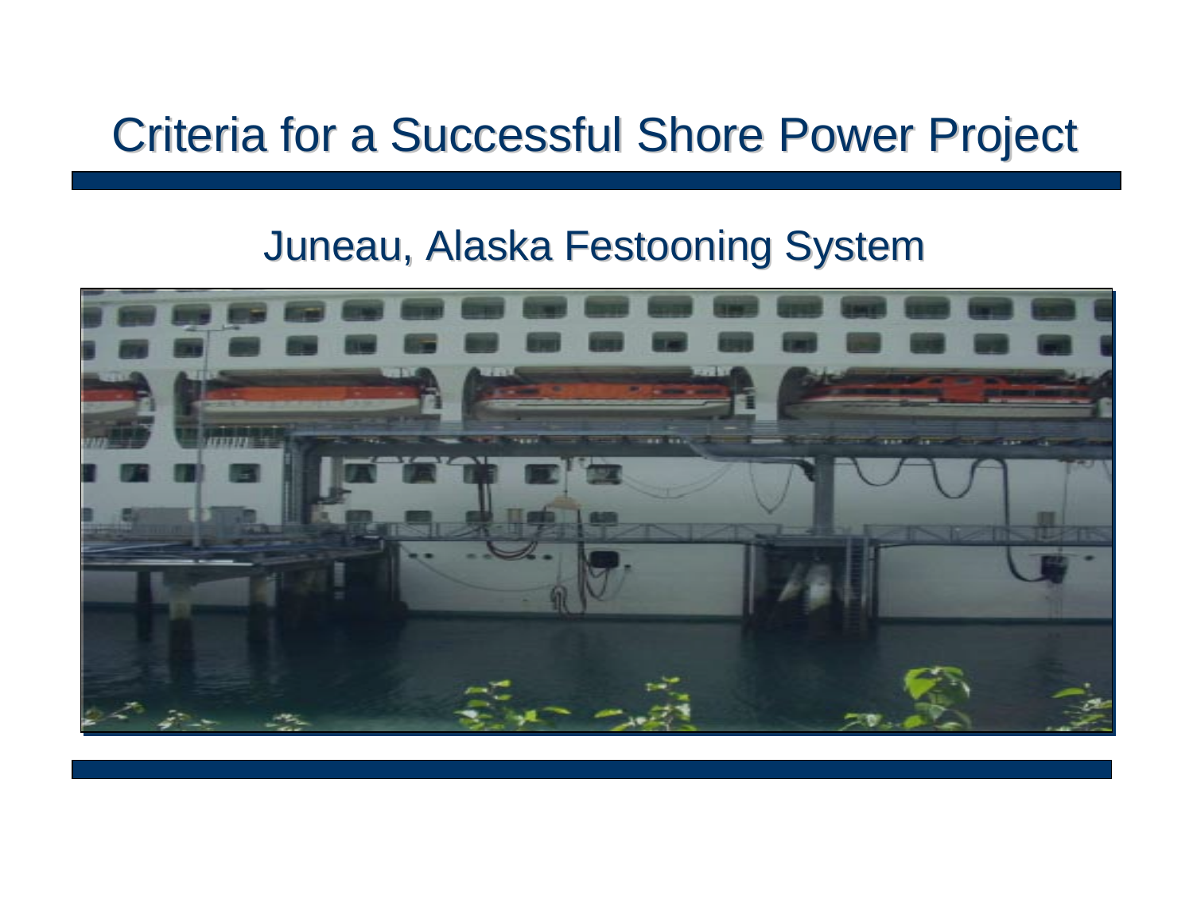# Criteria for a Successful Shore Power Project

## Juneau, Alaska Festooning System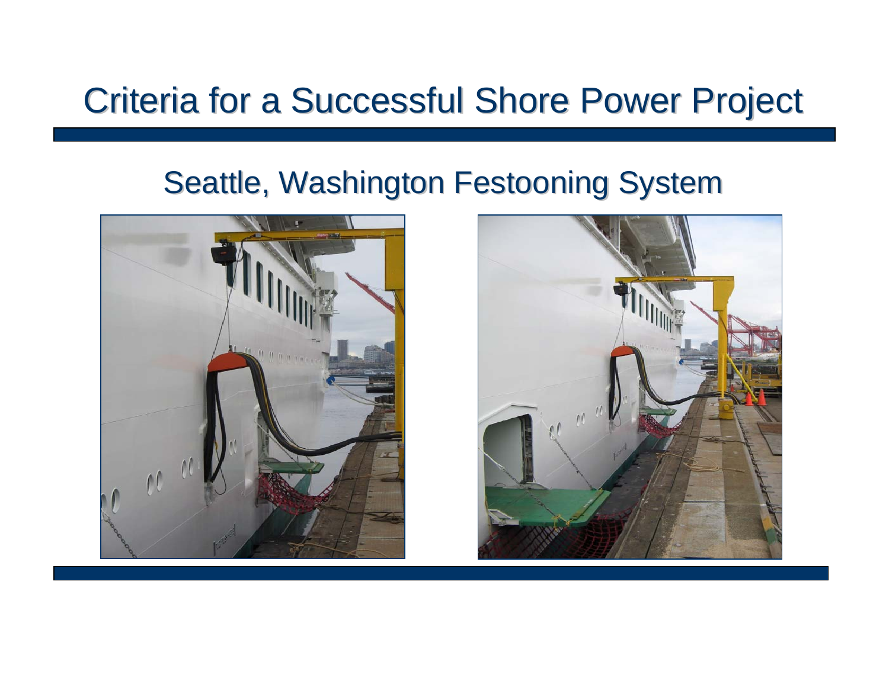# Criteria for a Successful Shore Power Project

## Seattle, Washington Festooning System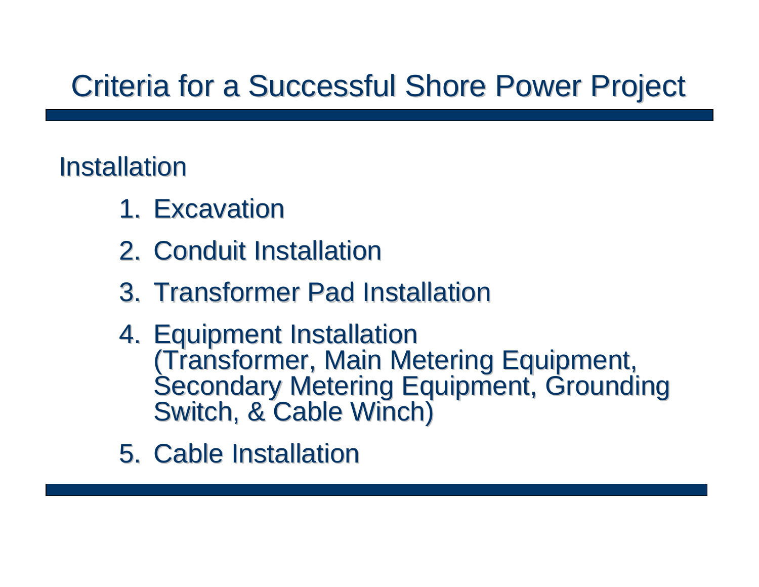# Criteria for a Successful Shore Power Project

## Installation

1. Excavation
2. Conduit Installation
3. Transformer Pad Installation
4. Equipment Installation (Transformer, Main Metering Equipment, Secondary Metering Equipment, Grounding Switch, & Cable Winch)
5. Cable Installation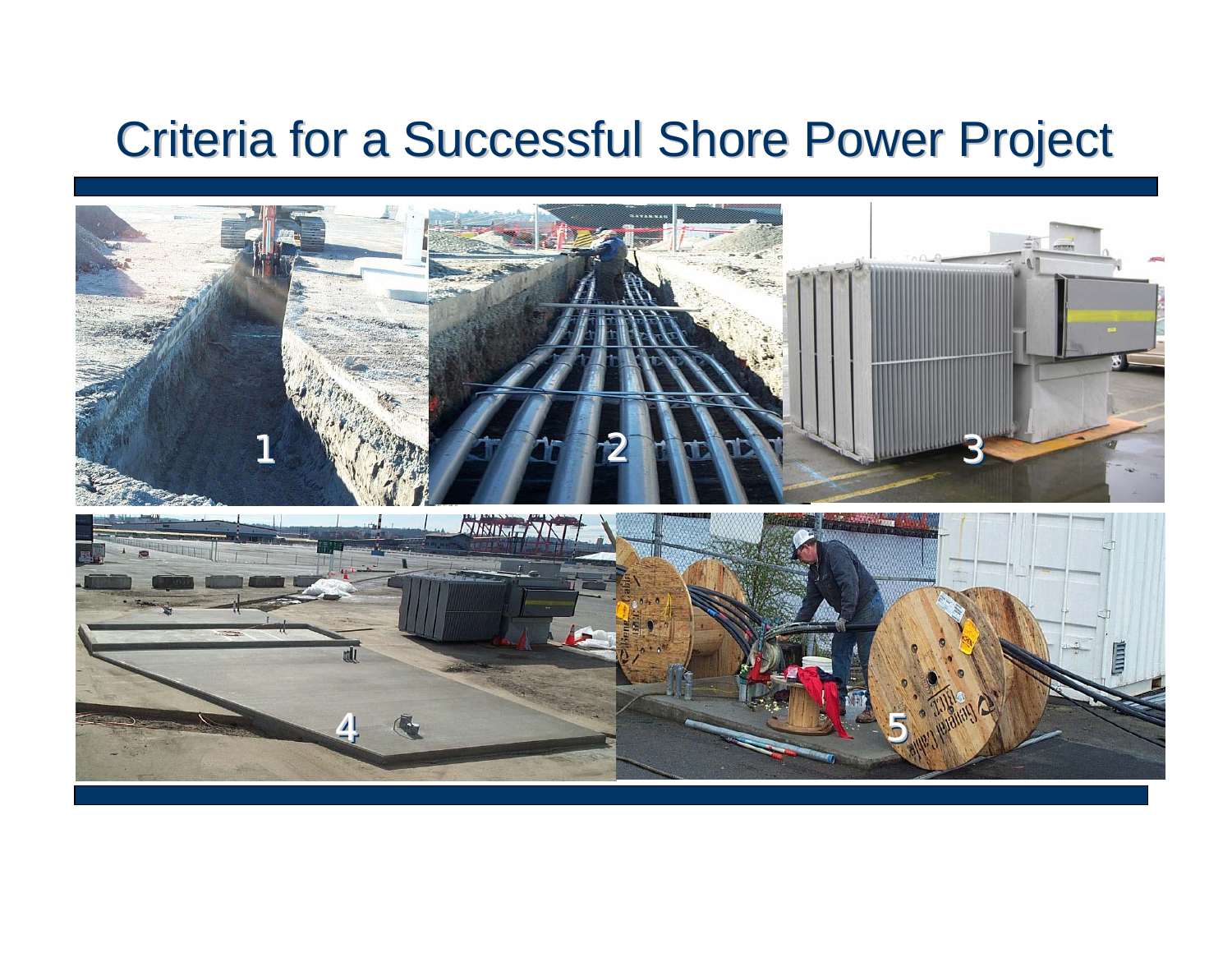# Criteria for a Successful Shore Power Project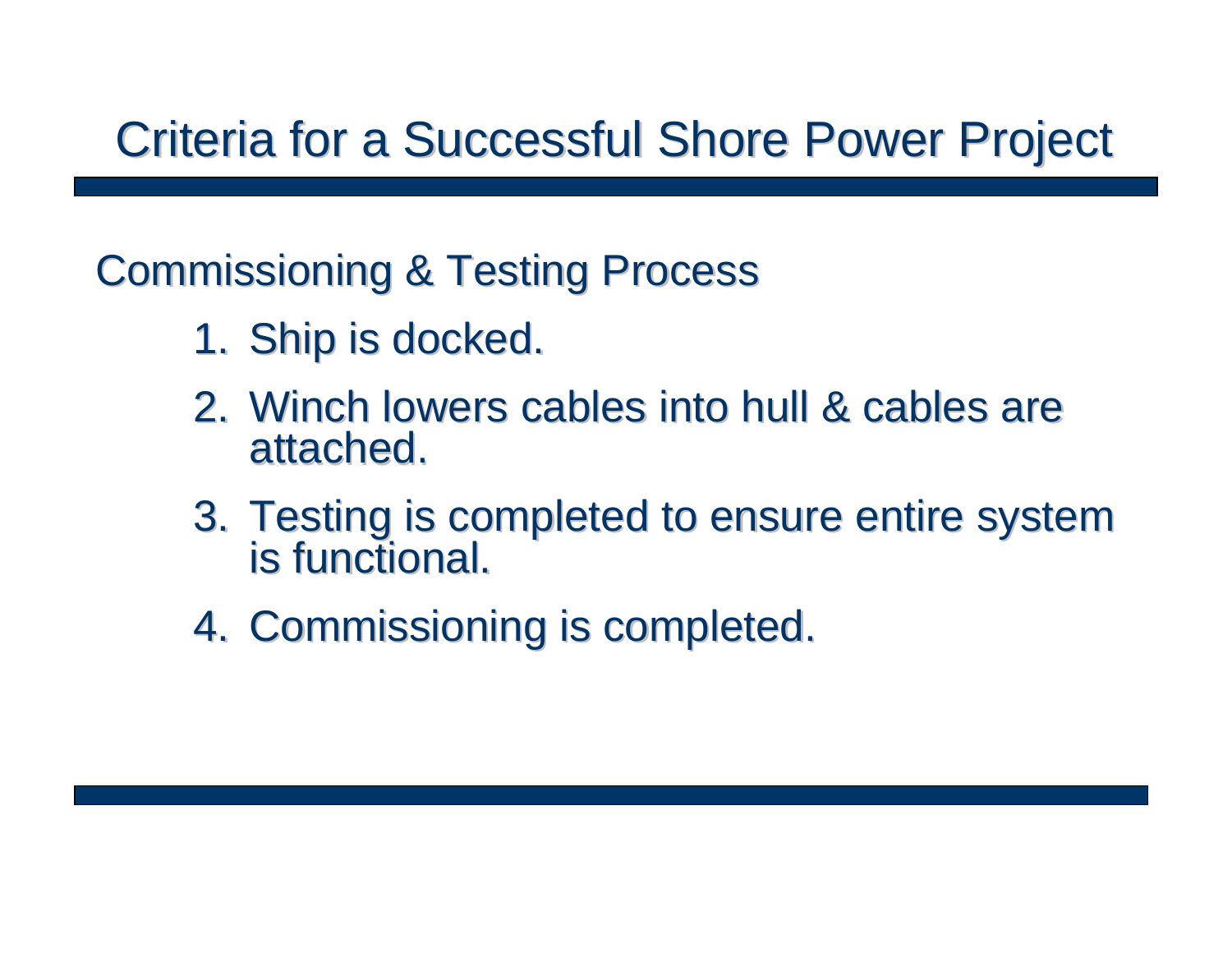# Criteria for a Successful Shore Power Project

## Commissioning & Testing Process

1. Ship is docked.
2. Winch lowers cables into hull & cables are attached.
3. Testing is completed to ensure entire system is functional.
4. Commissioning is completed.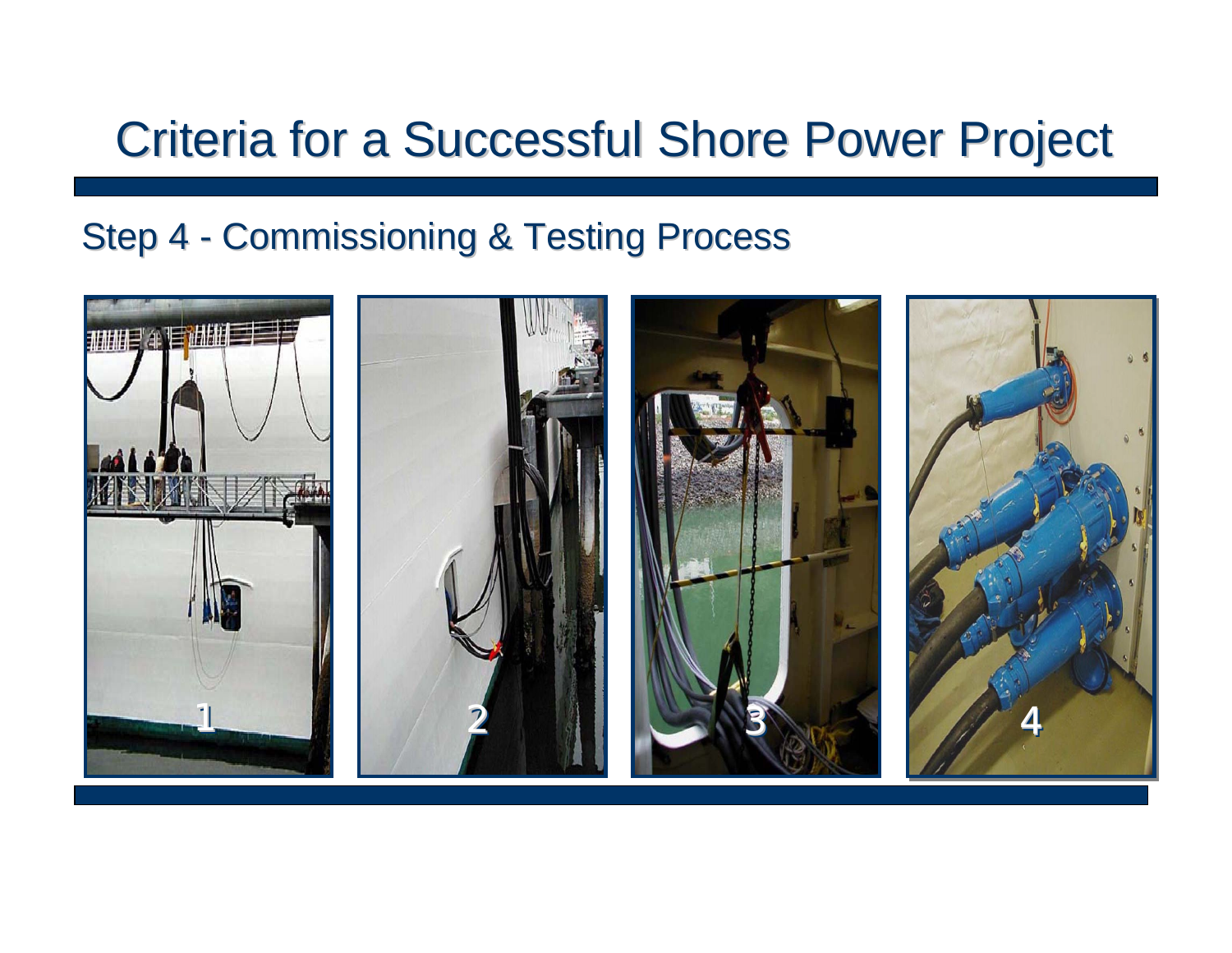# Criteria for a Successful Shore Power Project

## Step 4 - Commissioning & Testing Process

1

2

3

4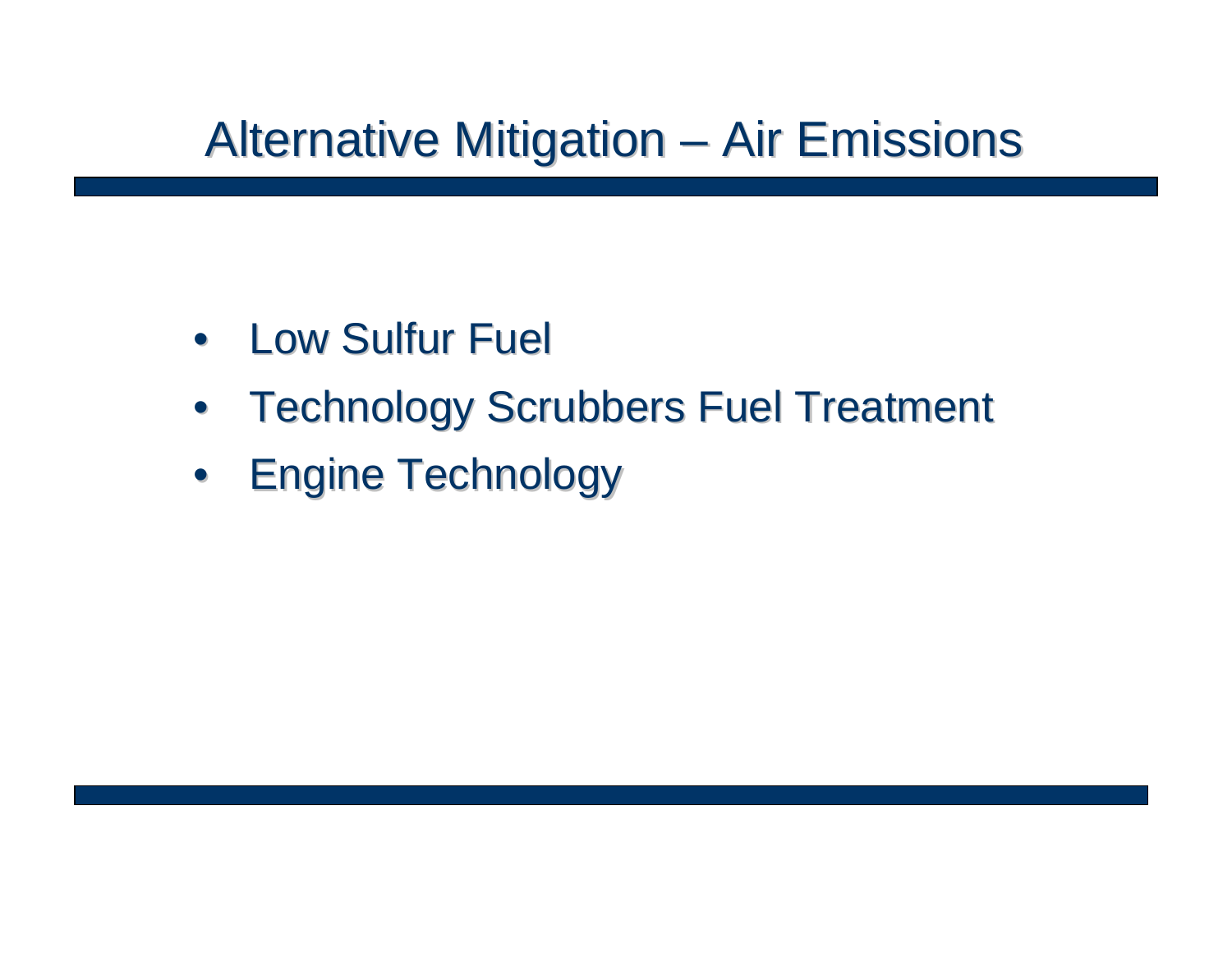# Alternative Mitigation – Air Emissions

- Low Sulfur Fuel
- Technology Scrubbers Fuel Treatment
- Engine Technology